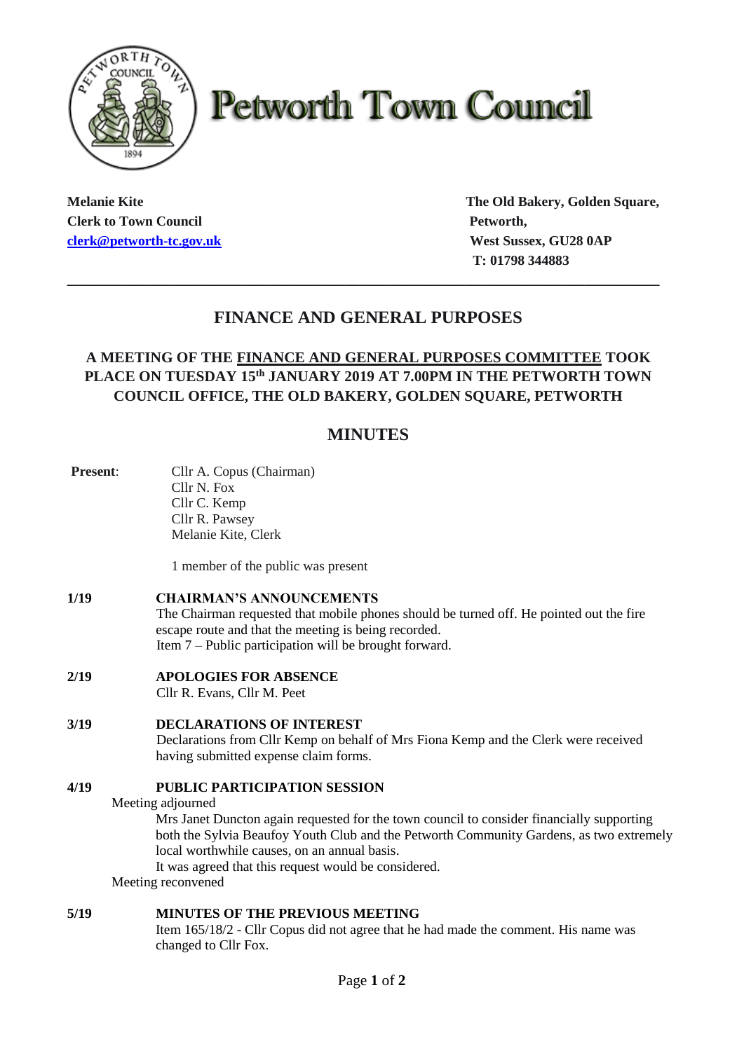# Petworth Town Council

**Melanie Kite**
**Clerk to Town Council**
**clerk@petworth-tc.gov.uk**

**The Old Bakery, Golden Square,**
**Petworth,**
**West Sussex, GU28 0AP**
**T: 01798 344883**

---

## FINANCE AND GENERAL PURPOSES

### A MEETING OF THE FINANCE AND GENERAL PURPOSES COMMITTEE TOOK PLACE ON TUESDAY 15th JANUARY 2019 AT 7.00PM IN THE PETWORTH TOWN COUNCIL OFFICE, THE OLD BAKERY, GOLDEN SQUARE, PETWORTH

## MINUTES

**Present**:
Cllr A. Copus (Chairman)
Cllr N. Fox
Cllr C. Kemp
Cllr R. Pawsey
Melanie Kite, Clerk

1 member of the public was present

**1/19 CHAIRMAN'S ANNOUNCEMENTS**
The Chairman requested that mobile phones should be turned off. He pointed out the fire escape route and that the meeting is being recorded.
Item 7 – Public participation will be brought forward.

**2/19 APOLOGIES FOR ABSENCE**
Cllr R. Evans, Cllr M. Peet

**3/19 DECLARATIONS OF INTEREST**
Declarations from Cllr Kemp on behalf of Mrs Fiona Kemp and the Clerk were received having submitted expense claim forms.

**4/19 PUBLIC PARTICIPATION SESSION**
Meeting adjourned
Mrs Janet Duncton again requested for the town council to consider financially supporting both the Sylvia Beaufoy Youth Club and the Petworth Community Gardens, as two extremely local worthwhile causes, on an annual basis.
It was agreed that this request would be considered.
Meeting reconvened

**5/19 MINUTES OF THE PREVIOUS MEETING**
Item 165/18/2 - Cllr Copus did not agree that he had made the comment. His name was changed to Cllr Fox.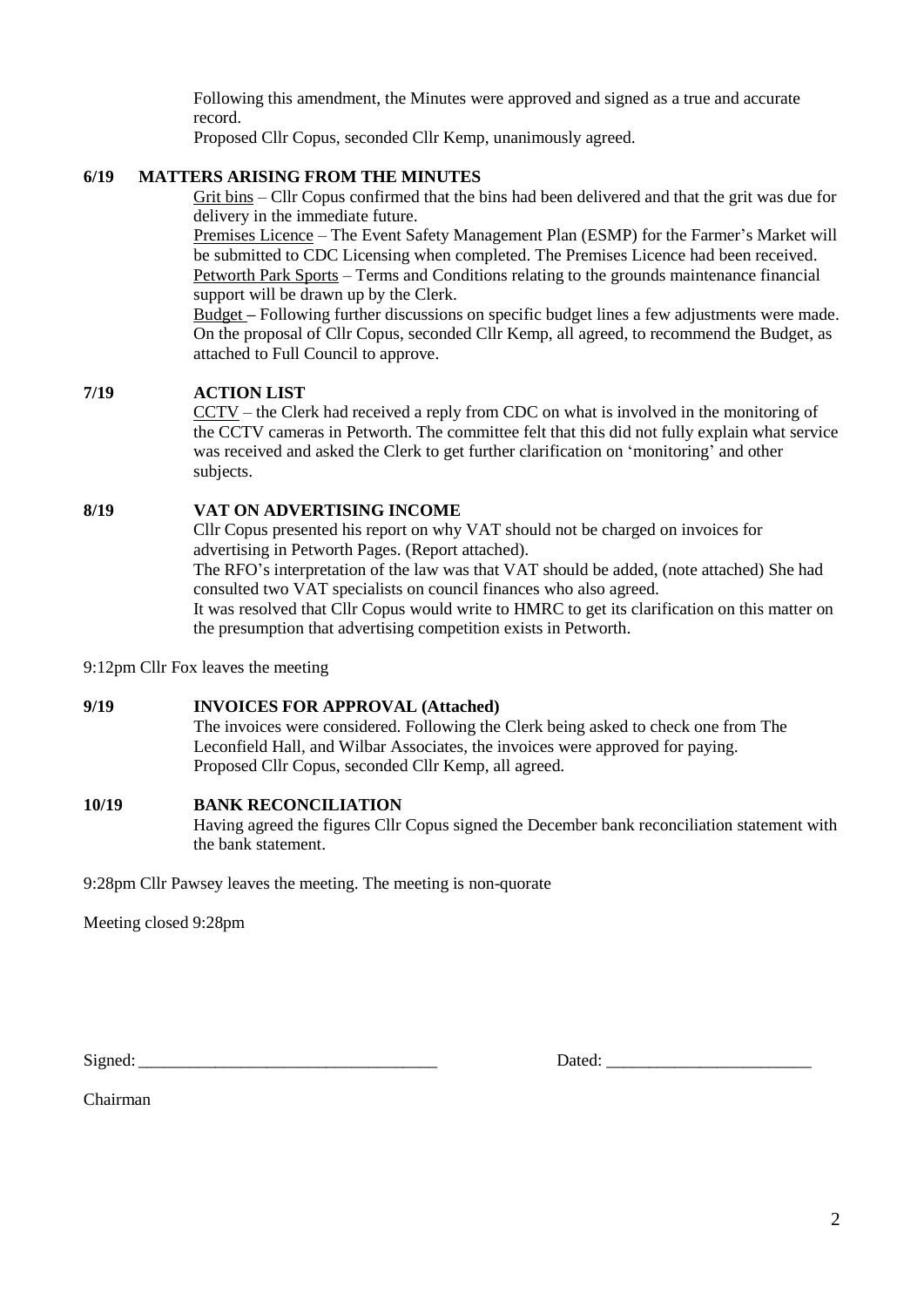Following this amendment, the Minutes were approved and signed as a true and accurate record.

Proposed Cllr Copus, seconded Cllr Kemp, unanimously agreed.

**6/19 MATTERS ARISING FROM THE MINUTES**

Grit bins – Cllr Copus confirmed that the bins had been delivered and that the grit was due for delivery in the immediate future.

Premises Licence – The Event Safety Management Plan (ESMP) for the Farmer's Market will be submitted to CDC Licensing when completed. The Premises Licence had been received.

Petworth Park Sports – Terms and Conditions relating to the grounds maintenance financial support will be drawn up by the Clerk.

Budget – Following further discussions on specific budget lines a few adjustments were made. On the proposal of Cllr Copus, seconded Cllr Kemp, all agreed, to recommend the Budget, as attached to Full Council to approve.

**7/19 ACTION LIST**

CCTV – the Clerk had received a reply from CDC on what is involved in the monitoring of the CCTV cameras in Petworth. The committee felt that this did not fully explain what service was received and asked the Clerk to get further clarification on 'monitoring' and other subjects.

**8/19 VAT ON ADVERTISING INCOME**

Cllr Copus presented his report on why VAT should not be charged on invoices for advertising in Petworth Pages. (Report attached).

The RFO's interpretation of the law was that VAT should be added, (note attached) She had consulted two VAT specialists on council finances who also agreed.

It was resolved that Cllr Copus would write to HMRC to get its clarification on this matter on the presumption that advertising competition exists in Petworth.

9:12pm Cllr Fox leaves the meeting

**9/19 INVOICES FOR APPROVAL (Attached)**

The invoices were considered. Following the Clerk being asked to check one from The Leconfield Hall, and Wilbar Associates, the invoices were approved for paying.

Proposed Cllr Copus, seconded Cllr Kemp, all agreed.

**10/19 BANK RECONCILIATION**

Having agreed the figures Cllr Copus signed the December bank reconciliation statement with the bank statement.

9:28pm Cllr Pawsey leaves the meeting. The meeting is non-quorate

Meeting closed 9:28pm

Signed: ___________________________________ Dated: ________________________

Chairman